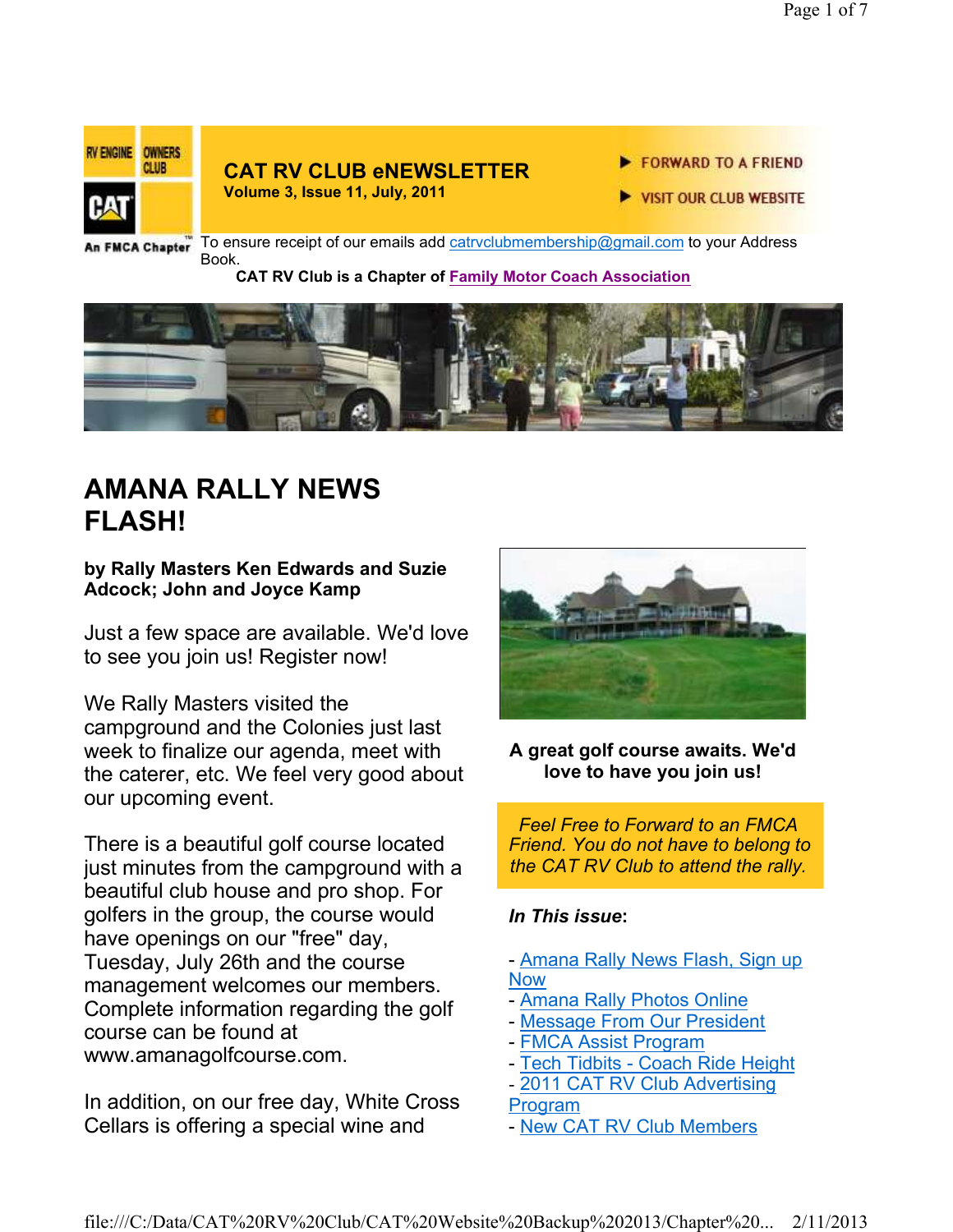RV ENGINE OWNERS CLUB

CAT

An FMCA Chapter™

**CAT RV CLUB eNEWSLETTER**
**Volume 3, Issue 11, July, 2011**

▶ FORWARD TO A FRIEND

▶ VISIT OUR CLUB WEBSITE

To ensure receipt of our emails add catrvclubmembership@gmail.com to your Address Book.

**CAT RV Club is a Chapter of Family Motor Coach Association**

# AMANA RALLY NEWS FLASH!

**by Rally Masters Ken Edwards and Suzie Adcock; John and Joyce Kamp**

Just a few space are available. We'd love to see you join us! Register now!

We Rally Masters visited the campground and the Colonies just last week to finalize our agenda, meet with the caterer, etc. We feel very good about our upcoming event.

There is a beautiful golf course located just minutes from the campground with a beautiful club house and pro shop. For golfers in the group, the course would have openings on our "free" day, Tuesday, July 26th and the course management welcomes our members. Complete information regarding the golf course can be found at www.amanagolfcourse.com.

In addition, on our free day, White Cross Cellars is offering a special wine and

**A great golf course awaits. We'd love to have you join us!**

*Feel Free to Forward to an FMCA Friend. You do not have to belong to the CAT RV Club to attend the rally.*

***In This issue*:**

- Amana Rally News Flash, Sign up Now
- Amana Rally Photos Online
- Message From Our President
- FMCA Assist Program
- Tech Tidbits - Coach Ride Height
- 2011 CAT RV Club Advertising Program
- New CAT RV Club Members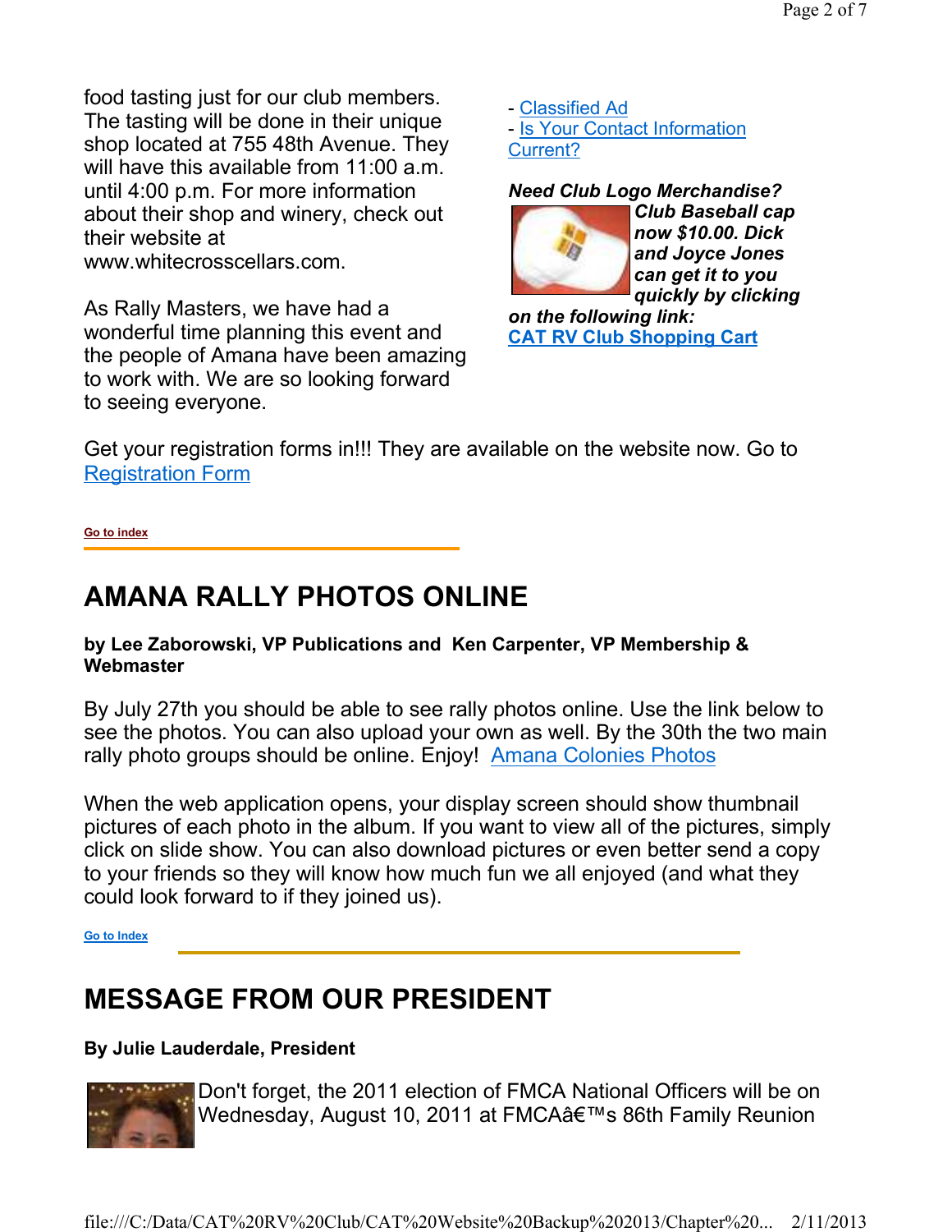food tasting just for our club members. The tasting will be done in their unique shop located at 755 48th Avenue. They will have this available from 11:00 a.m. until 4:00 p.m. For more information about their shop and winery, check out their website at www.whitecrosscellars.com.

As Rally Masters, we have had a wonderful time planning this event and the people of Amana have been amazing to work with. We are so looking forward to seeing everyone.

- Classified Ad
- Is Your Contact Information Current?

***Need Club Logo Merchandise?***

***Club Baseball cap now $10.00. Dick and Joyce Jones can get it to you quickly by clicking on the following link:***

**CAT RV Club Shopping Cart**

Get your registration forms in!!! They are available on the website now. Go to Registration Form

**Go to index**

# AMANA RALLY PHOTOS ONLINE

**by Lee Zaborowski, VP Publications and Ken Carpenter, VP Membership & Webmaster**

By July 27th you should be able to see rally photos online. Use the link below to see the photos. You can also upload your own as well. By the 30th the two main rally photo groups should be online. Enjoy! Amana Colonies Photos

When the web application opens, your display screen should show thumbnail pictures of each photo in the album. If you want to view all of the pictures, simply click on slide show. You can also download pictures or even better send a copy to your friends so they will know how much fun we all enjoyed (and what they could look forward to if they joined us).

**Go to Index**

# MESSAGE FROM OUR PRESIDENT

**By Julie Lauderdale, President**

Don't forget, the 2011 election of FMCA National Officers will be on Wednesday, August 10, 2011 at FMCAâ€™s 86th Family Reunion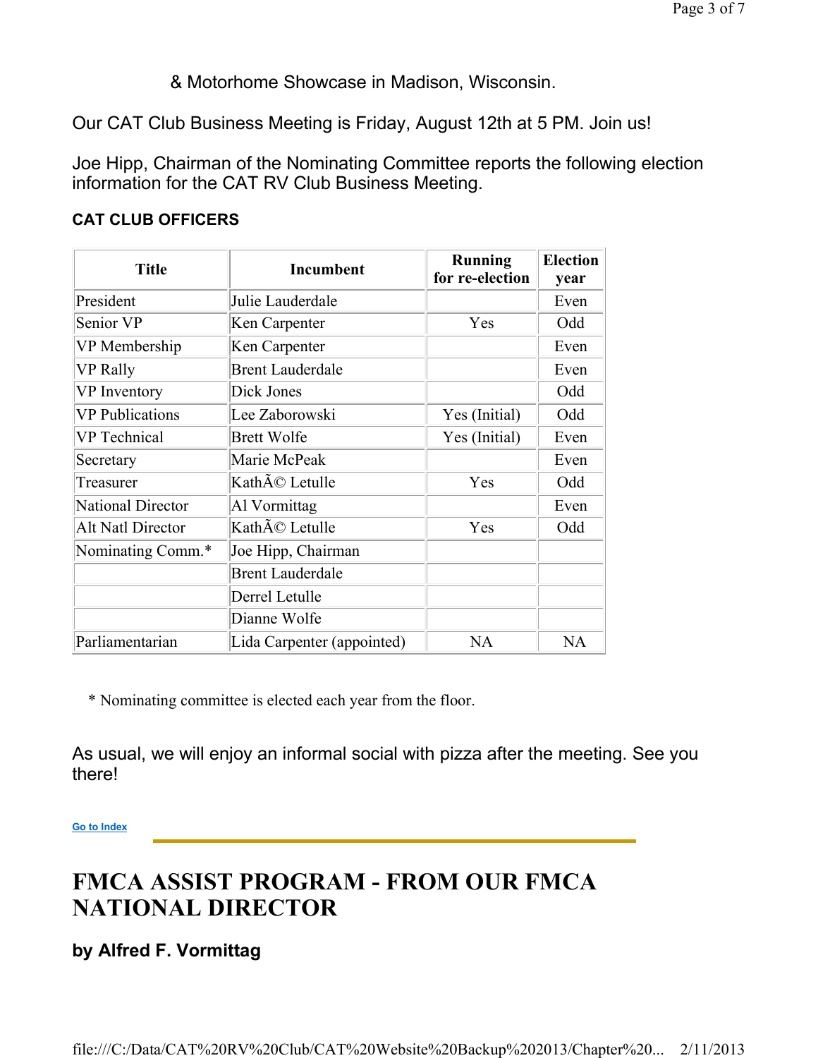& Motorhome Showcase in Madison, Wisconsin.

Our CAT Club Business Meeting is Friday, August 12th at 5 PM. Join us!

Joe Hipp, Chairman of the Nominating Committee reports the following election information for the CAT RV Club Business Meeting.

**CAT CLUB OFFICERS**

| Title | Incumbent | Running for re-election | Election year |
|---|---|---|---|
| President | Julie Lauderdale | | Even |
| Senior VP | Ken Carpenter | Yes | Odd |
| VP Membership | Ken Carpenter | | Even |
| VP Rally | Brent Lauderdale | | Even |
| VP Inventory | Dick Jones | | Odd |
| VP Publications | Lee Zaborowski | Yes (Initial) | Odd |
| VP Technical | Brett Wolfe | Yes (Initial) | Even |
| Secretary | Marie McPeak | | Even |
| Treasurer | KathÃ© Letulle | Yes | Odd |
| National Director | Al Vormittag | | Even |
| Alt Natl Director | KathÃ© Letulle | Yes | Odd |
| Nominating Comm.* | Joe Hipp, Chairman | | |
| | Brent Lauderdale | | |
| | Derrel Letulle | | |
| | Dianne Wolfe | | |
| Parliamentarian | Lida Carpenter (appointed) | NA | NA |

\* Nominating committee is elected each year from the floor.

As usual, we will enjoy an informal social with pizza after the meeting. See you there!

Go to Index

# FMCA ASSIST PROGRAM - FROM OUR FMCA NATIONAL DIRECTOR

### by Alfred F. Vormittag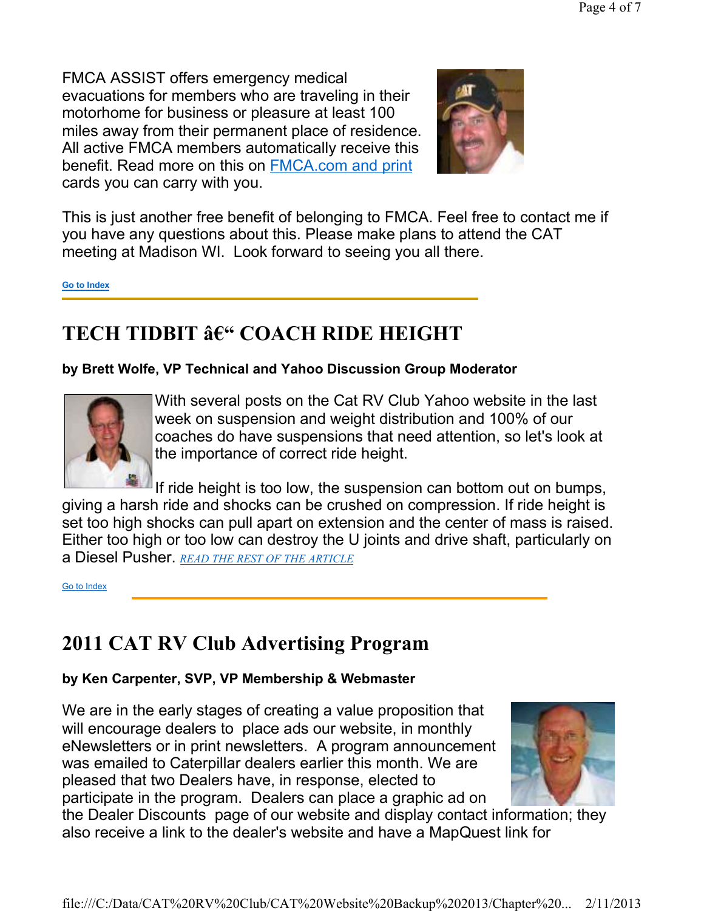FMCA ASSIST offers emergency medical evacuations for members who are traveling in their motorhome for business or pleasure at least 100 miles away from their permanent place of residence. All active FMCA members automatically receive this benefit. Read more on this on [FMCA.com and print] cards you can carry with you.

This is just another free benefit of belonging to FMCA. Feel free to contact me if you have any questions about this. Please make plans to attend the CAT meeting at Madison WI. Look forward to seeing you all there.

**Go to Index**

## TECH TIDBIT â€“ COACH RIDE HEIGHT

**by Brett Wolfe, VP Technical and Yahoo Discussion Group Moderator**

With several posts on the Cat RV Club Yahoo website in the last week on suspension and weight distribution and 100% of our coaches do have suspensions that need attention, so let's look at the importance of correct ride height.

If ride height is too low, the suspension can bottom out on bumps, giving a harsh ride and shocks can be crushed on compression. If ride height is set too high shocks can pull apart on extension and the center of mass is raised. Either too high or too low can destroy the U joints and drive shaft, particularly on a Diesel Pusher. *READ THE REST OF THE ARTICLE*

Go to Index

## 2011 CAT RV Club Advertising Program

**by Ken Carpenter, SVP, VP Membership & Webmaster**

We are in the early stages of creating a value proposition that will encourage dealers to place ads our website, in monthly eNewsletters or in print newsletters. A program announcement was emailed to Caterpillar dealers earlier this month. We are pleased that two Dealers have, in response, elected to participate in the program. Dealers can place a graphic ad on the Dealer Discounts page of our website and display contact information; they also receive a link to the dealer's website and have a MapQuest link for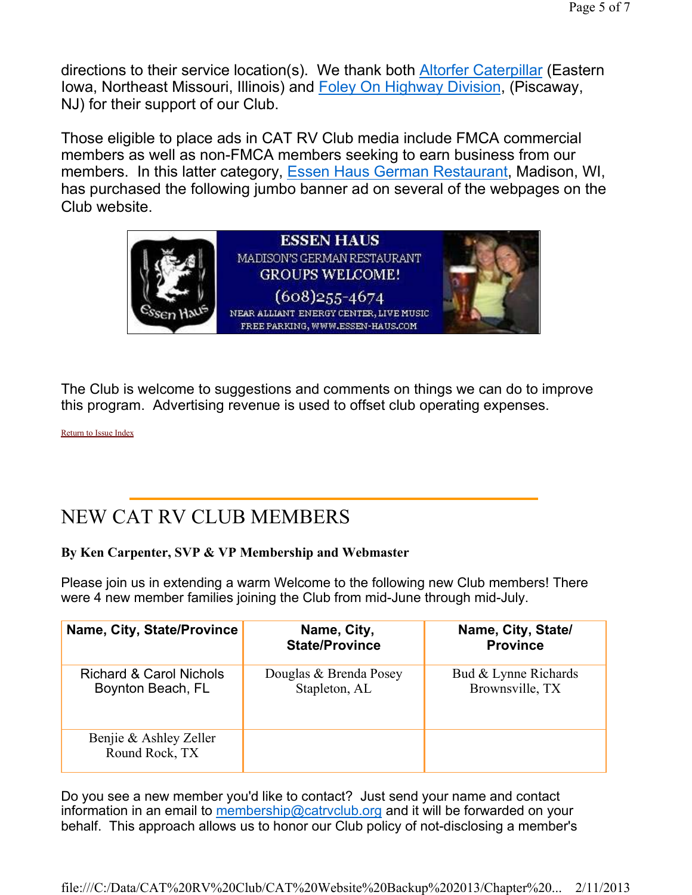directions to their service location(s). We thank both Altorfer Caterpillar (Eastern Iowa, Northeast Missouri, Illinois) and Foley On Highway Division, (Piscaway, NJ) for their support of our Club.

Those eligible to place ads in CAT RV Club media include FMCA commercial members as well as non-FMCA members seeking to earn business from our members. In this latter category, Essen Haus German Restaurant, Madison, WI, has purchased the following jumbo banner ad on several of the webpages on the Club website.

ESSEN HAUS
MADISON'S GERMAN RESTAURANT
GROUPS WELCOME!
(608)255-4674
NEAR ALLIANT ENERGY CENTER, LIVE MUSIC
FREE PARKING, WWW.ESSEN-HAUS.COM

The Club is welcome to suggestions and comments on things we can do to improve this program. Advertising revenue is used to offset club operating expenses.

Return to Issue Index

# NEW CAT RV CLUB MEMBERS

**By Ken Carpenter, SVP & VP Membership and Webmaster**

Please join us in extending a warm Welcome to the following new Club members! There were 4 new member families joining the Club from mid-June through mid-July.

| Name, City, State/Province | Name, City, State/Province | Name, City, State/ Province |
|---|---|---|
| Richard & Carol Nichols<br>Boynton Beach, FL | Douglas & Brenda Posey<br>Stapleton, AL | Bud & Lynne Richards<br>Brownsville, TX |
| Benjie & Ashley Zeller<br>Round Rock, TX | | |

Do you see a new member you'd like to contact? Just send your name and contact information in an email to membership@catrvclub.org and it will be forwarded on your behalf. This approach allows us to honor our Club policy of not-disclosing a member's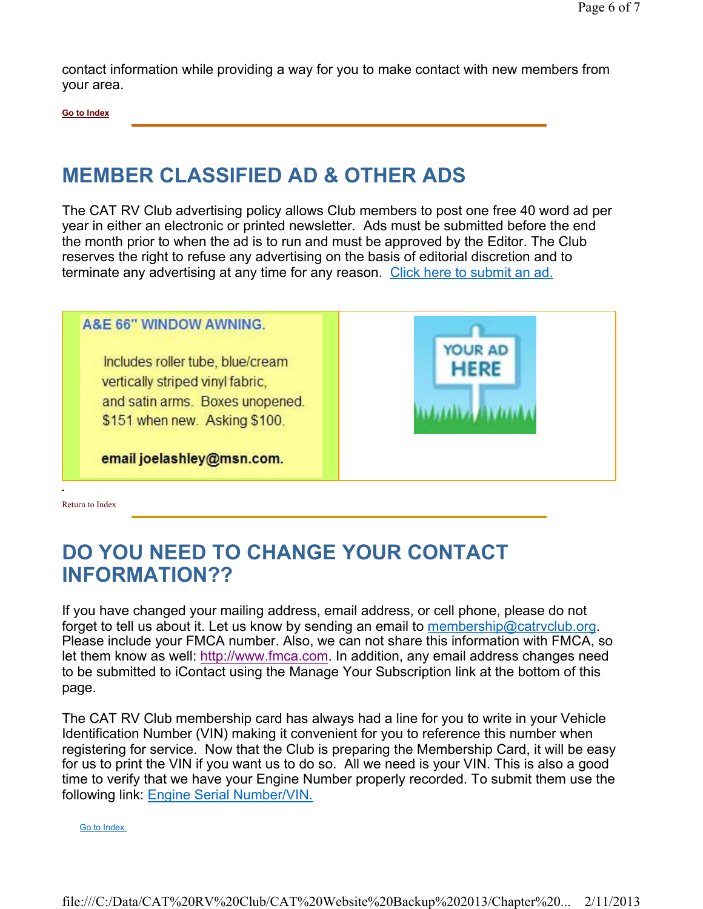contact information while providing a way for you to make contact with new members from your area.

Go to Index

## MEMBER CLASSIFIED AD & OTHER ADS

The CAT RV Club advertising policy allows Club members to post one free 40 word ad per year in either an electronic or printed newsletter. Ads must be submitted before the end the month prior to when the ad is to run and must be approved by the Editor. The Club reserves the right to refuse any advertising on the basis of editorial discretion and to terminate any advertising at any time for any reason. Click here to submit an ad.

| A&E 66" WINDOW AWNING.<br><br>Includes roller tube, blue/cream vertically striped vinyl fabric, and satin arms. Boxes unopened. $151 when new. Asking $100.<br><br>**email joelashley@msn.com.** | YOUR AD HERE |
|---|---|

Return to Index

## DO YOU NEED TO CHANGE YOUR CONTACT INFORMATION??

If you have changed your mailing address, email address, or cell phone, please do not forget to tell us about it. Let us know by sending an email to membership@catrvclub.org. Please include your FMCA number. Also, we can not share this information with FMCA, so let them know as well: http://www.fmca.com. In addition, any email address changes need to be submitted to iContact using the Manage Your Subscription link at the bottom of this page.

The CAT RV Club membership card has always had a line for you to write in your Vehicle Identification Number (VIN) making it convenient for you to reference this number when registering for service. Now that the Club is preparing the Membership Card, it will be easy for us to print the VIN if you want us to do so. All we need is your VIN. This is also a good time to verify that we have your Engine Number properly recorded. To submit them use the following link: Engine Serial Number/VIN.

Go to Index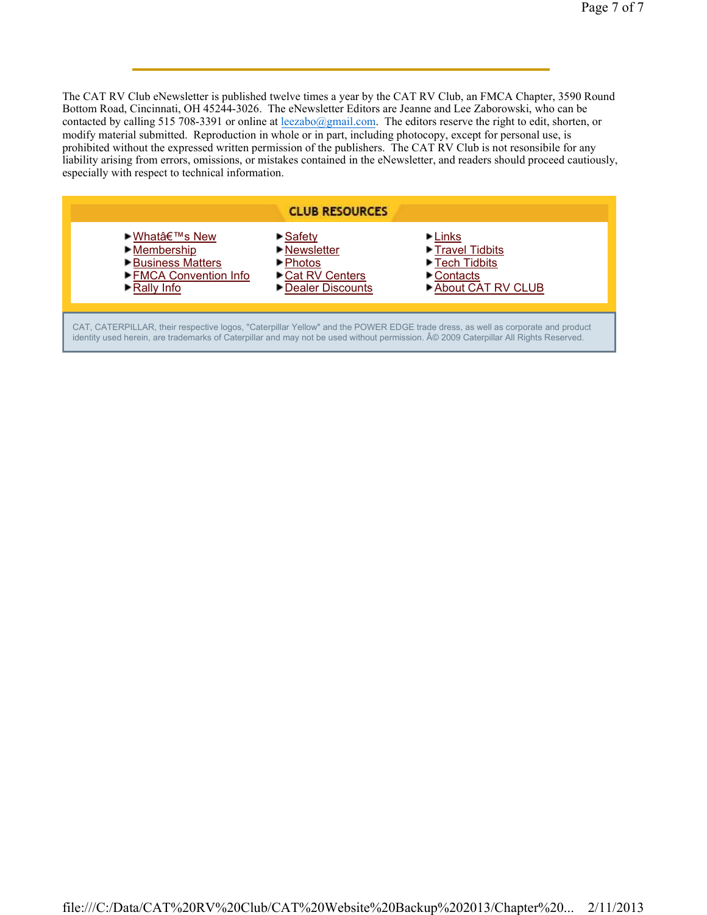---

The CAT RV Club eNewsletter is published twelve times a year by the CAT RV Club, an FMCA Chapter, 3590 Round Bottom Road, Cincinnati, OH 45244-3026. The eNewsletter Editors are Jeanne and Lee Zaborowski, who can be contacted by calling 515 708-3391 or online at leezabo@gmail.com. The editors reserve the right to edit, shorten, or modify material submitted. Reproduction in whole or in part, including photocopy, except for personal use, is prohibited without the expressed written permission of the publishers. The CAT RV Club is not resonsibile for any liability arising from errors, omissions, or mistakes contained in the eNewsletter, and readers should proceed cautiously, especially with respect to technical information.

## CLUB RESOURCES

- Whatâ€™s New
- Membership
- Business Matters
- FMCA Convention Info
- Rally Info
- Safety
- Newsletter
- Photos
- Cat RV Centers
- Dealer Discounts
- Links
- Travel Tidbits
- Tech Tidbits
- Contacts
- About CAT RV CLUB

CAT, CATERPILLAR, their respective logos, "Caterpillar Yellow" and the POWER EDGE trade dress, as well as corporate and product identity used herein, are trademarks of Caterpillar and may not be used without permission. Â© 2009 Caterpillar All Rights Reserved.